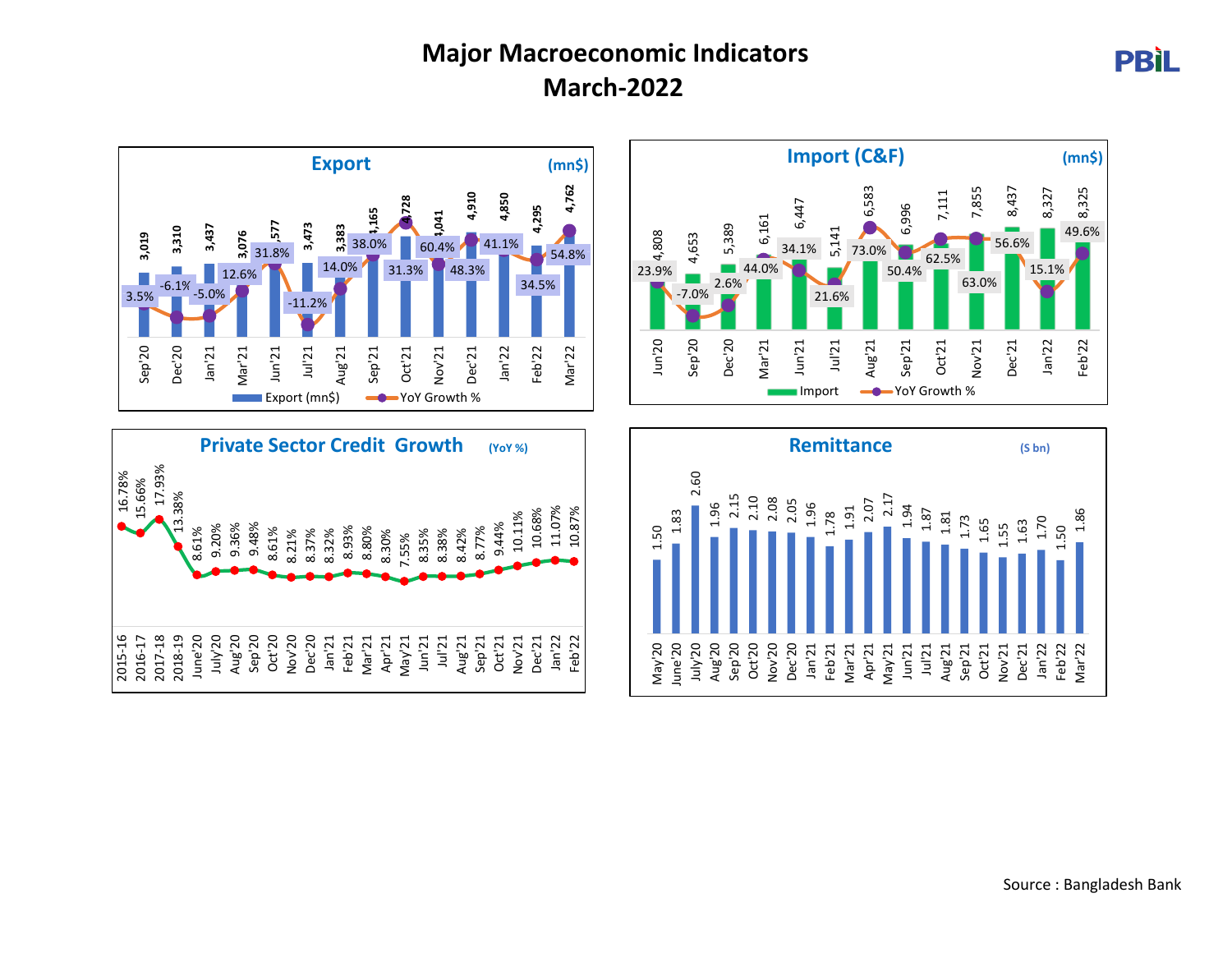# Major Macroeconomic Indicators
# March-2022

PBIL

## Export (mn$)

| Month | Export (mn$) | YoY Growth % |
|---|---|---|
| Sep'20 | 3,019 | 3.5% |
| Dec'20 | 3,310 | -6.1% |
| Jan'21 | 3,437 | -5.0% |
| Mar'21 | 3,076 | 12.6% |
| Jun'21 | 3,577 | 31.8% |
| Jul'21 | 3,473 | -11.2% |
| Aug'21 | 3,383 | 14.0% |
| Sep'21 | 4,165 | 38.0% |
| Oct'21 | 4,728 | 60.4% |
| Nov'21 | 4,041 | 31.3% |
| Dec'21 | 4,910 | 48.3% |
| Jan'22 | 4,850 | 41.1% |
| Feb'22 | 4,295 | 34.5% |
| Mar'22 | 4,762 | 54.8% |

## Import (C&F) (mn$)

| Month | Import | YoY Growth % |
|---|---|---|
| Jun'20 | 4,808 | 23.9% |
| Sep'20 | 4,653 | -7.0% |
| Dec'20 | 5,389 | 2.6% |
| Mar'21 | 6,161 | 44.0% |
| Jun'21 | 6,447 | 34.1% |
| Jul'21 | 5,141 | 21.6% |
| Aug'21 | 6,583 | 73.0% |
| Sep'21 | 6,996 | 50.4% |
| Oct'21 | 7,111 | 62.5% |
| Nov'21 | 7,855 | 63.0% |
| Dec'21 | 8,437 | 56.6% |
| Jan'22 | 8,327 | 15.1% |
| Feb'22 | 8,325 | 49.6% |

## Private Sector Credit Growth (YoY %)

| Period | Growth |
|---|---|
| 2015-16 | 16.78% |
| 2016-17 | 15.66% |
| 2017-18 | 17.93% |
| 2018-19 | 13.38% |
| June'20 | 8.61% |
| July'20 | 9.20% |
| Aug'20 | 9.36% |
| Sep'20 | 9.48% |
| Oct'20 | 8.61% |
| Nov'20 | 8.21% |
| Dec'20 | 8.37% |
| Jan'21 | 8.32% |
| Feb'21 | 8.93% |
| Mar'21 | 8.80% |
| Apr'21 | 8.30% |
| May'21 | 7.55% |
| Jun'21 | 8.35% |
| Jul'21 | 8.38% |
| Aug'21 | 8.42% |
| Sep'21 | 8.77% |
| Oct'21 | 9.44% |
| Nov'21 | 10.11% |
| Dec'21 | 10.68% |
| Jan'22 | 11.07% |
| Feb'22 | 10.87% |

## Remittance ($ bn)

| Month | Remittance |
|---|---|
| May'20 | 1.50 |
| June'20 | 1.83 |
| July'20 | 2.60 |
| Aug'20 | 1.96 |
| Sep'20 | 2.15 |
| Oct'20 | 2.10 |
| Nov'20 | 2.08 |
| Dec'20 | 2.05 |
| Jan'21 | 1.96 |
| Feb'21 | 1.78 |
| Mar'21 | 1.91 |
| Apr'21 | 2.07 |
| May'21 | 2.17 |
| Jun'21 | 1.94 |
| Jul'21 | 1.87 |
| Aug'21 | 1.81 |
| Sep'21 | 1.73 |
| Oct'21 | 1.65 |
| Nov'21 | 1.55 |
| Dec'21 | 1.63 |
| Jan'22 | 1.70 |
| Feb'22 | 1.50 |
| Mar'22 | 1.86 |

Source : Bangladesh Bank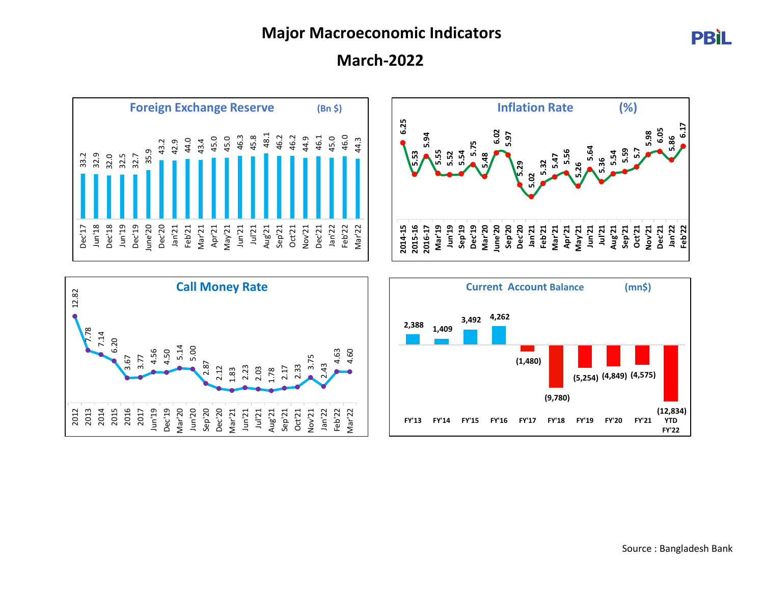# Major Macroeconomic Indicators

## March-2022

PBIL

### Foreign Exchange Reserve (Bn $)

33.2 32.9 32.0 32.5 32.7 35.9 43.2 42.9 44.0 43.4 45.0 45.0 46.3 45.8 48.1 46.2 46.2 44.9 46.1 45.0 46.0 44.3

Dec'17 Jun'18 Dec'18 Jun'19 Dec'19 June'20 Dec'20 Jan'21 Feb'21 Mar'21 Apr'21 May'21 Jun'21 Jul'21 Aug'21 Sep'21 Oct'21 Nov'21 Dec'21 Jan'22 Feb'22 Mar'22

### Inflation Rate (%)

6.25 5.53 5.94 5.55 5.52 5.54 5.75 5.48 6.02 5.97 5.29 5.02 5.32 5.47 5.56 5.26 5.64 5.36 5.54 5.59 5.7 5.98 6.05 5.86 6.17

2014-15 2015-16 2016-17 Mar'19 Jun'19 Sep'19 Dec'19 Mar'20 June'20 Sep'20 Dec'20 Jan'21 Feb'21 Mar'21 Apr'21 May'21 Jun'21 Jul'21 Aug'21 Sep'21 Oct'21 Nov'21 Dec'21 Jan'22 Feb'22

### Call Money Rate

12.82 7.78 7.14 6.20 3.67 3.77 4.56 4.50 5.14 5.00 2.87 2.12 1.83 2.23 2.03 1.78 2.17 2.33 3.75 2.43 4.63 4.60

2012 2013 2014 2015 2016 2017 Jun'19 Dec'19 Mar'20 Jun'20 Sep'20 Dec'20 Mar'21 Jun'21 Jul'21 Aug'21 Sep'21 Oct'21 Nov'21 Jan'22 Feb'22 Mar'22

### Current Account Balance (mn$)

2,388 1,409 3,492 4,262 (1,480) (9,780) (5,254) (4,849) (4,575) (12,834)

FY'13 FY'14 FY'15 FY'16 FY'17 FY'18 FY'19 FY'20 FY'21 YTD FY'22

Source : Bangladesh Bank